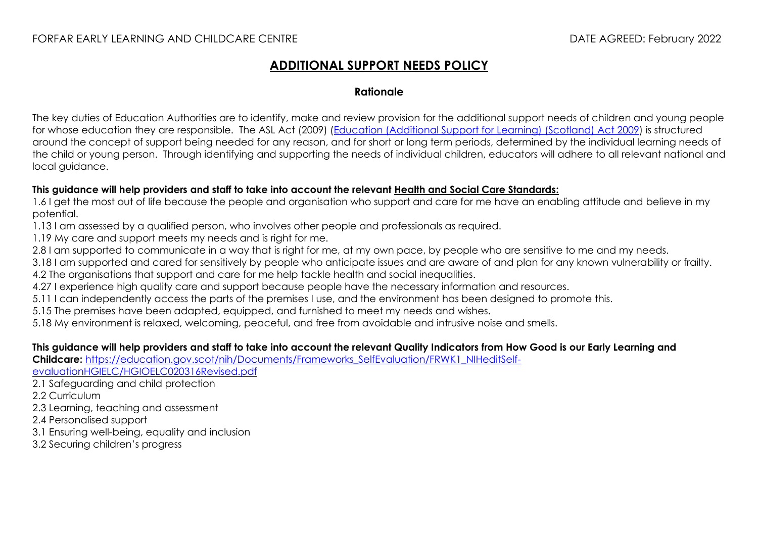FORFAR EARLY LEARNING AND CHILDCARE CENTRE DATE AGREED: February 2022

# ADDITIONAL SUPPORT NEEDS POLICY

## Rationale

The key duties of Education Authorities are to identify, make and review provision for the additional support needs of children and young people for whose education they are responsible. The ASL Act (2009) ([Education (Additional Support for Learning) (Scotland) Act 2009]) is structured around the concept of support being needed for any reason, and for short or long term periods, determined by the individual learning needs of the child or young person. Through identifying and supporting the needs of individual children, educators will adhere to all relevant national and local guidance.

**This guidance will help providers and staff to take into account the relevant Health and Social Care Standards:**

1.6 I get the most out of life because the people and organisation who support and care for me have an enabling attitude and believe in my potential.
1.13 I am assessed by a qualified person, who involves other people and professionals as required.
1.19 My care and support meets my needs and is right for me.
2.8 I am supported to communicate in a way that is right for me, at my own pace, by people who are sensitive to me and my needs.
3.18 I am supported and cared for sensitively by people who anticipate issues and are aware of and plan for any known vulnerability or frailty.
4.2 The organisations that support and care for me help tackle health and social inequalities.
4.27 I experience high quality care and support because people have the necessary information and resources.
5.11 I can independently access the parts of the premises I use, and the environment has been designed to promote this.
5.15 The premises have been adapted, equipped, and furnished to meet my needs and wishes.
5.18 My environment is relaxed, welcoming, peaceful, and free from avoidable and intrusive noise and smells.

**This guidance will help providers and staff to take into account the relevant Quality Indicators from How Good is our Early Learning and Childcare:** https://education.gov.scot/nih/Documents/Frameworks_SelfEvaluation/FRWK1_NIHeditSelf-evaluationHGIELC/HGIOELC020316Revised.pdf

2.1 Safeguarding and child protection
2.2 Curriculum
2.3 Learning, teaching and assessment
2.4 Personalised support
3.1 Ensuring well-being, equality and inclusion
3.2 Securing children's progress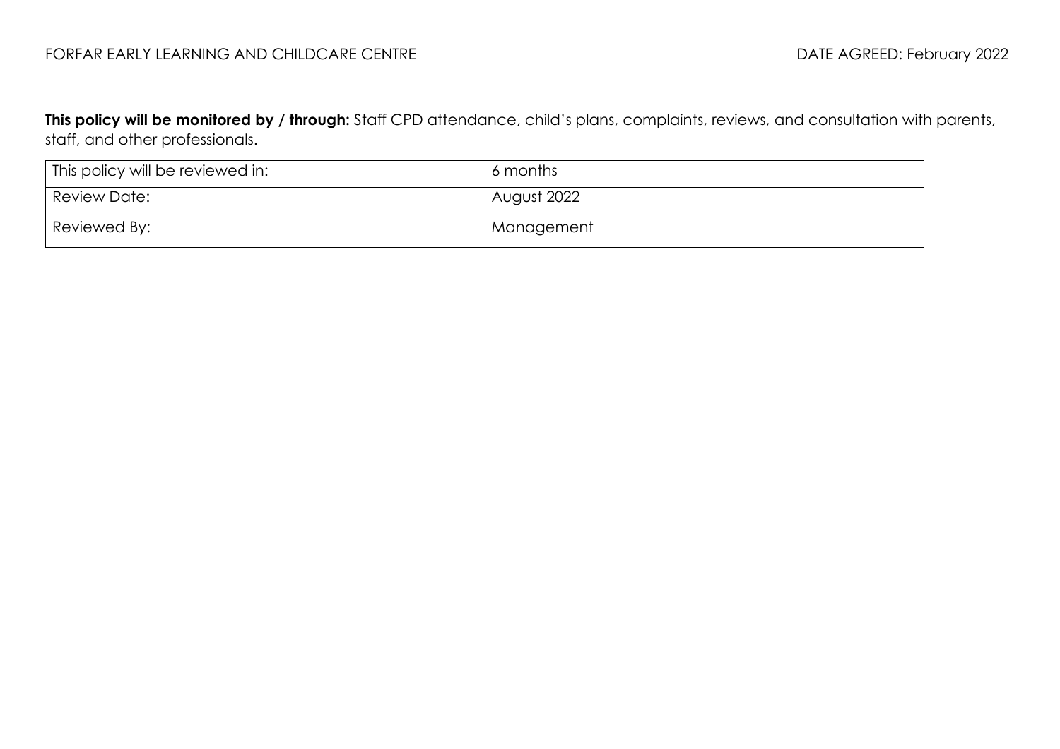**This policy will be monitored by / through:** Staff CPD attendance, child's plans, complaints, reviews, and consultation with parents, staff, and other professionals.

| This policy will be reviewed in: | 6 months |
|---|---|
| Review Date: | August 2022 |
| Reviewed By: | Management |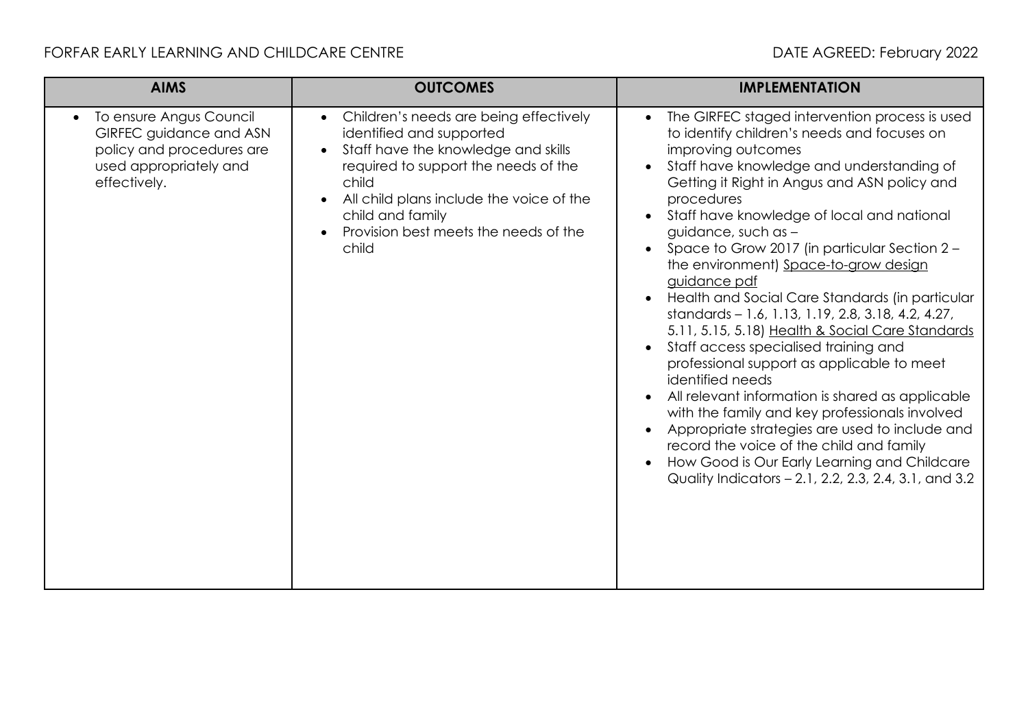FORFAR EARLY LEARNING AND CHILDCARE CENTRE DATE AGREED: February 2022

| AIMS | OUTCOMES | IMPLEMENTATION |
| --- | --- | --- |
| • To ensure Angus Council GIRFEC guidance and ASN policy and procedures are used appropriately and effectively. | • Children's needs are being effectively identified and supported<br>• Staff have the knowledge and skills required to support the needs of the child<br>• All child plans include the voice of the child and family<br>• Provision best meets the needs of the child | • The GIRFEC staged intervention process is used to identify children's needs and focuses on improving outcomes<br>• Staff have knowledge and understanding of Getting it Right in Angus and ASN policy and procedures<br>• Staff have knowledge of local and national guidance, such as –<br>• Space to Grow 2017 (in particular Section 2 – the environment) Space-to-grow design guidance pdf<br>• Health and Social Care Standards (in particular standards – 1.6, 1.13, 1.19, 2.8, 3.18, 4.2, 4.27, 5.11, 5.15, 5.18) Health & Social Care Standards<br>• Staff access specialised training and professional support as applicable to meet identified needs<br>• All relevant information is shared as applicable with the family and key professionals involved<br>• Appropriate strategies are used to include and record the voice of the child and family<br>• How Good is Our Early Learning and Childcare Quality Indicators – 2.1, 2.2, 2.3, 2.4, 3.1, and 3.2 |